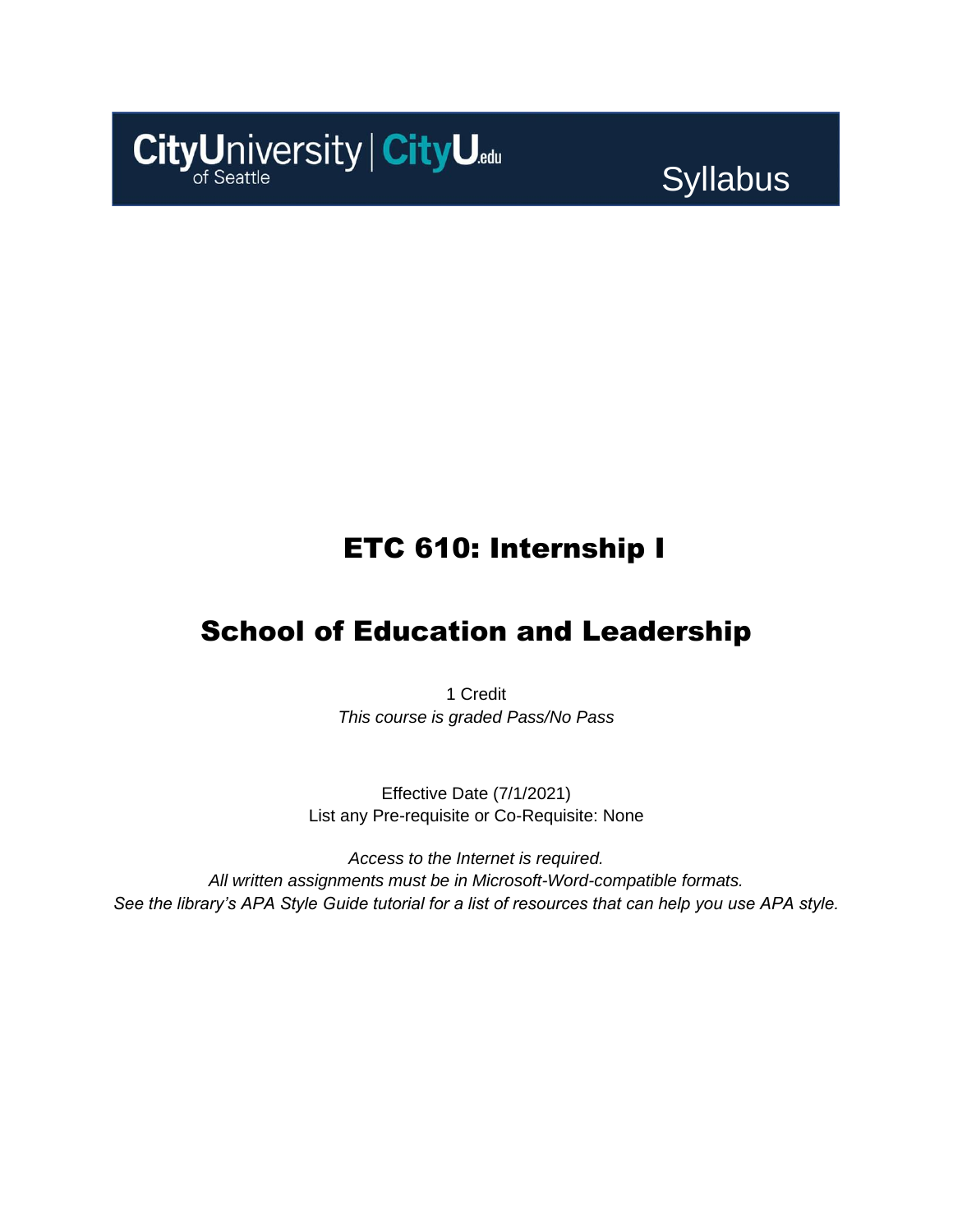CityUniversity of Seattle | CityU.edu

Syllabus

# ETC 610: Internship I

## School of Education and Leadership

1 Credit

*This course is graded Pass/No Pass*

Effective Date (7/1/2021)

List any Pre-requisite or Co-Requisite: None

*Access to the Internet is required.*

*All written assignments must be in Microsoft-Word-compatible formats.*

*See the library's APA Style Guide tutorial for a list of resources that can help you use APA style.*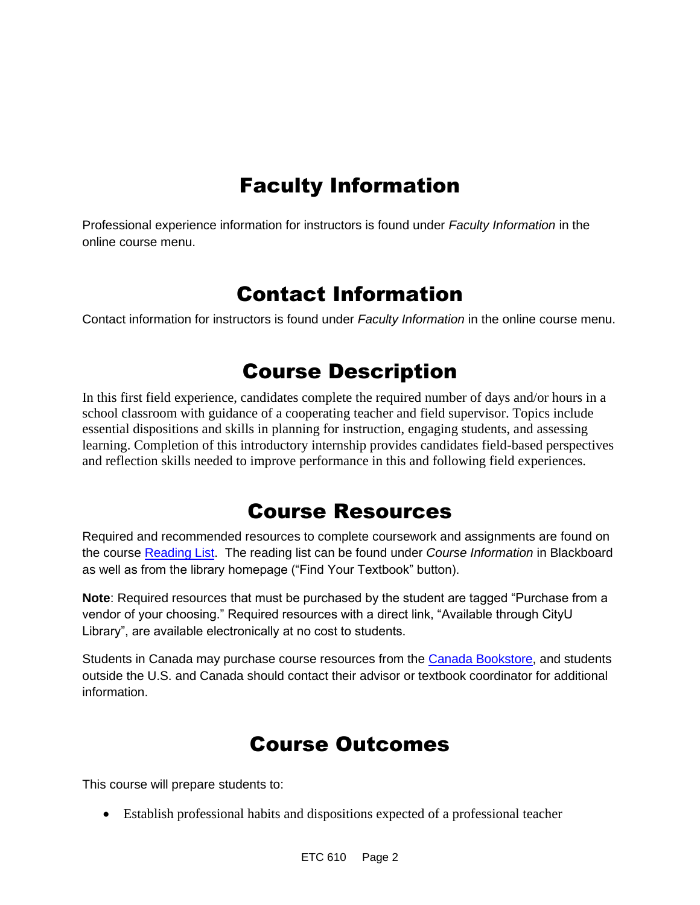# Faculty Information

Professional experience information for instructors is found under *Faculty Information* in the online course menu.

# Contact Information

Contact information for instructors is found under *Faculty Information* in the online course menu.

# Course Description

In this first field experience, candidates complete the required number of days and/or hours in a school classroom with guidance of a cooperating teacher and field supervisor. Topics include essential dispositions and skills in planning for instruction, engaging students, and assessing learning. Completion of this introductory internship provides candidates field-based perspectives and reflection skills needed to improve performance in this and following field experiences.

# Course Resources

Required and recommended resources to complete coursework and assignments are found on the course [Reading List](). The reading list can be found under *Course Information* in Blackboard as well as from the library homepage ("Find Your Textbook" button).

**Note**: Required resources that must be purchased by the student are tagged "Purchase from a vendor of your choosing." Required resources with a direct link, "Available through CityU Library", are available electronically at no cost to students.

Students in Canada may purchase course resources from the [Canada Bookstore](), and students outside the U.S. and Canada should contact their advisor or textbook coordinator for additional information.

# Course Outcomes

This course will prepare students to:

- Establish professional habits and dispositions expected of a professional teacher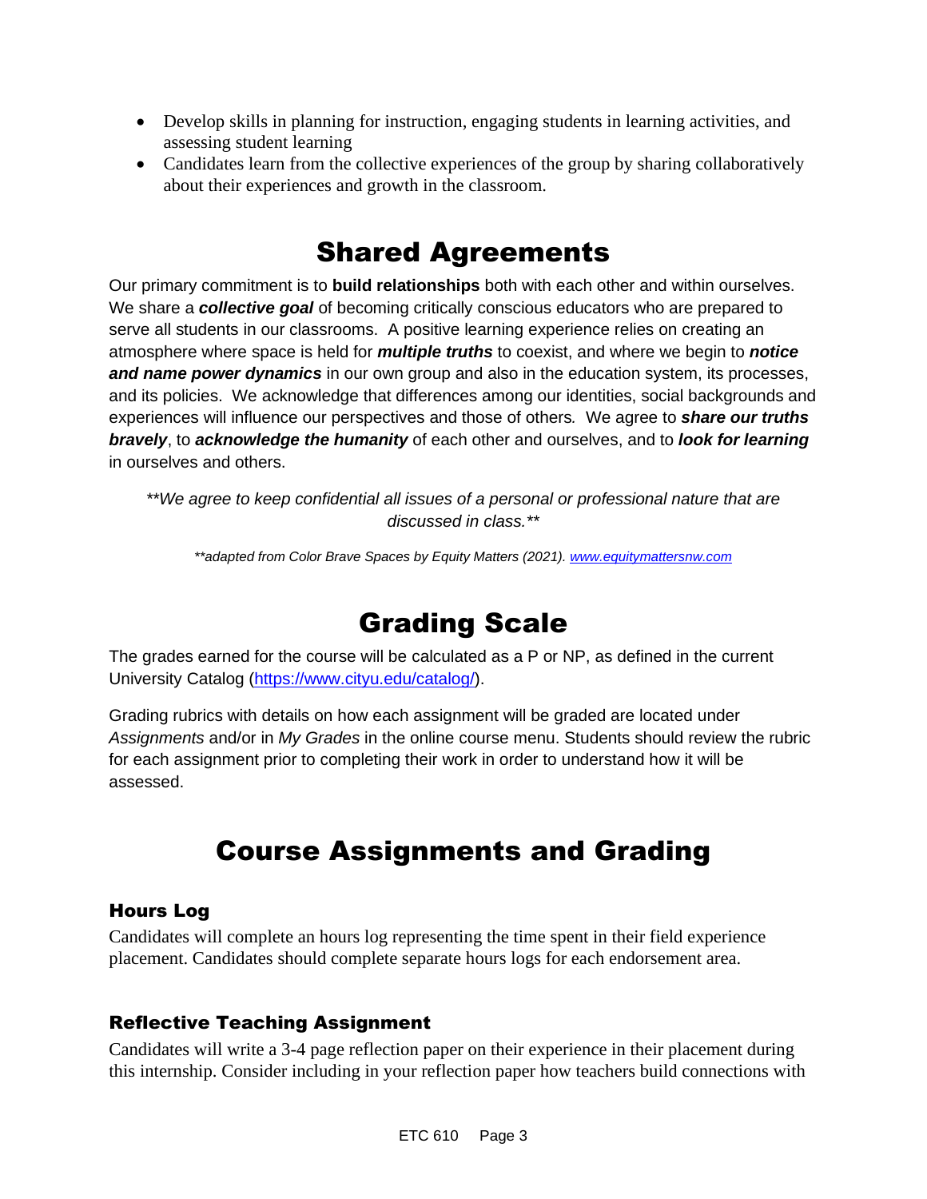- Develop skills in planning for instruction, engaging students in learning activities, and assessing student learning
- Candidates learn from the collective experiences of the group by sharing collaboratively about their experiences and growth in the classroom.

# Shared Agreements

Our primary commitment is to **build relationships** both with each other and within ourselves. We share a ***collective goal*** of becoming critically conscious educators who are prepared to serve all students in our classrooms. A positive learning experience relies on creating an atmosphere where space is held for ***multiple truths*** to coexist, and where we begin to ***notice and name power dynamics*** in our own group and also in the education system, its processes, and its policies. We acknowledge that differences among our identities, social backgrounds and experiences will influence our perspectives and those of others*.* We agree to ***share our truths bravely***, to ***acknowledge the humanity*** of each other and ourselves, and to ***look for learning*** in ourselves and others.

*\*\*We agree to keep confidential all issues of a personal or professional nature that are discussed in class.\*\**

*\*\*adapted from Color Brave Spaces by Equity Matters (2021). [www.equitymattersnw.com](http://www.equitymattersnw.com)*

# Grading Scale

The grades earned for the course will be calculated as a P or NP, as defined in the current University Catalog ([https://www.cityu.edu/catalog/](https://www.cityu.edu/catalog/)).

Grading rubrics with details on how each assignment will be graded are located under *Assignments* and/or in *My Grades* in the online course menu. Students should review the rubric for each assignment prior to completing their work in order to understand how it will be assessed.

# Course Assignments and Grading

### Hours Log

Candidates will complete an hours log representing the time spent in their field experience placement. Candidates should complete separate hours logs for each endorsement area.

### Reflective Teaching Assignment

Candidates will write a 3-4 page reflection paper on their experience in their placement during this internship. Consider including in your reflection paper how teachers build connections with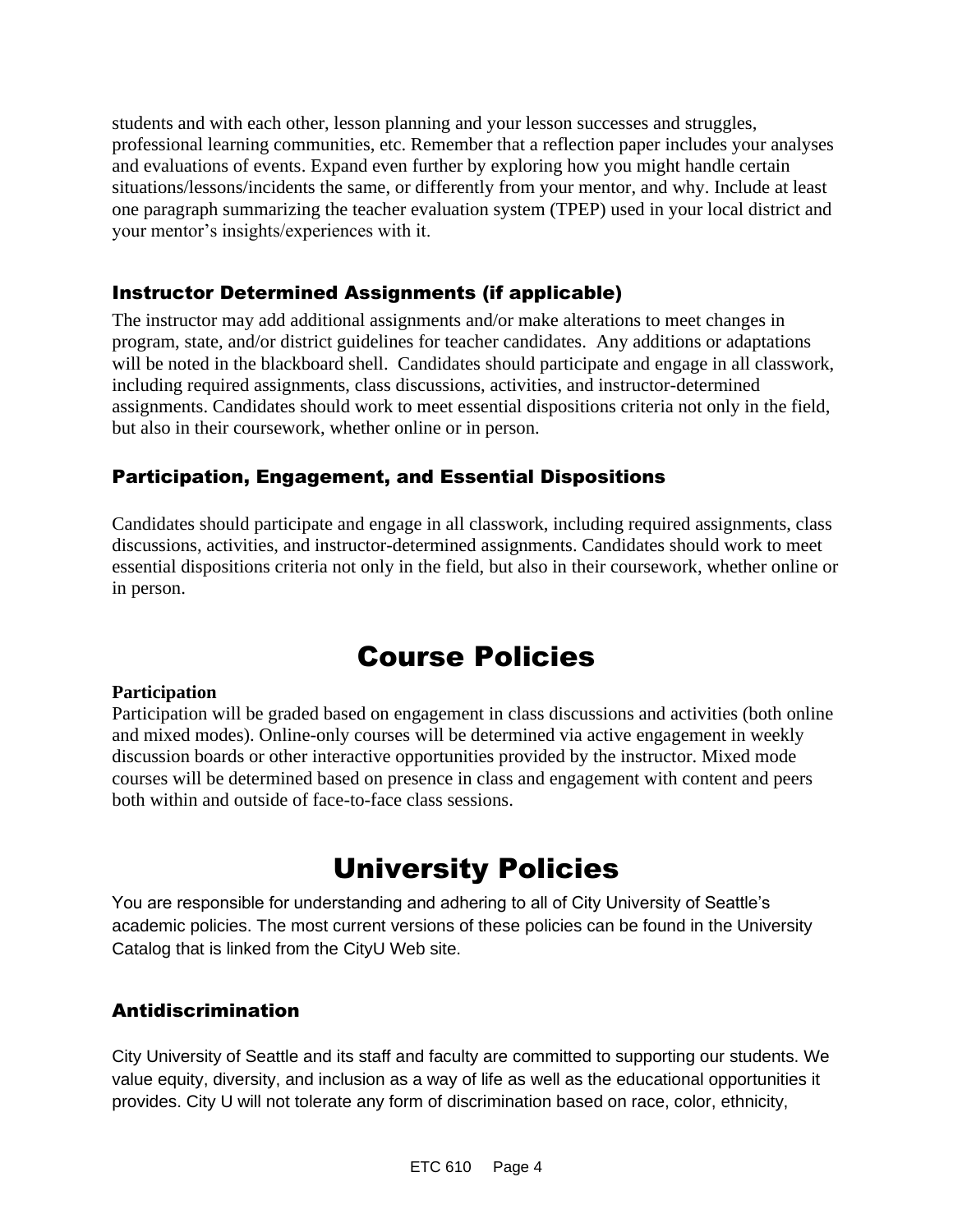students and with each other, lesson planning and your lesson successes and struggles, professional learning communities, etc. Remember that a reflection paper includes your analyses and evaluations of events. Expand even further by exploring how you might handle certain situations/lessons/incidents the same, or differently from your mentor, and why. Include at least one paragraph summarizing the teacher evaluation system (TPEP) used in your local district and your mentor's insights/experiences with it.

### Instructor Determined Assignments (if applicable)

The instructor may add additional assignments and/or make alterations to meet changes in program, state, and/or district guidelines for teacher candidates. Any additions or adaptations will be noted in the blackboard shell. Candidates should participate and engage in all classwork, including required assignments, class discussions, activities, and instructor-determined assignments. Candidates should work to meet essential dispositions criteria not only in the field, but also in their coursework, whether online or in person.

### Participation, Engagement, and Essential Dispositions

Candidates should participate and engage in all classwork, including required assignments, class discussions, activities, and instructor-determined assignments. Candidates should work to meet essential dispositions criteria not only in the field, but also in their coursework, whether online or in person.

# Course Policies

**Participation**
Participation will be graded based on engagement in class discussions and activities (both online and mixed modes). Online-only courses will be determined via active engagement in weekly discussion boards or other interactive opportunities provided by the instructor. Mixed mode courses will be determined based on presence in class and engagement with content and peers both within and outside of face-to-face class sessions.

# University Policies

You are responsible for understanding and adhering to all of City University of Seattle's academic policies. The most current versions of these policies can be found in the University Catalog that is linked from the CityU Web site.

### Antidiscrimination

City University of Seattle and its staff and faculty are committed to supporting our students. We value equity, diversity, and inclusion as a way of life as well as the educational opportunities it provides. City U will not tolerate any form of discrimination based on race, color, ethnicity,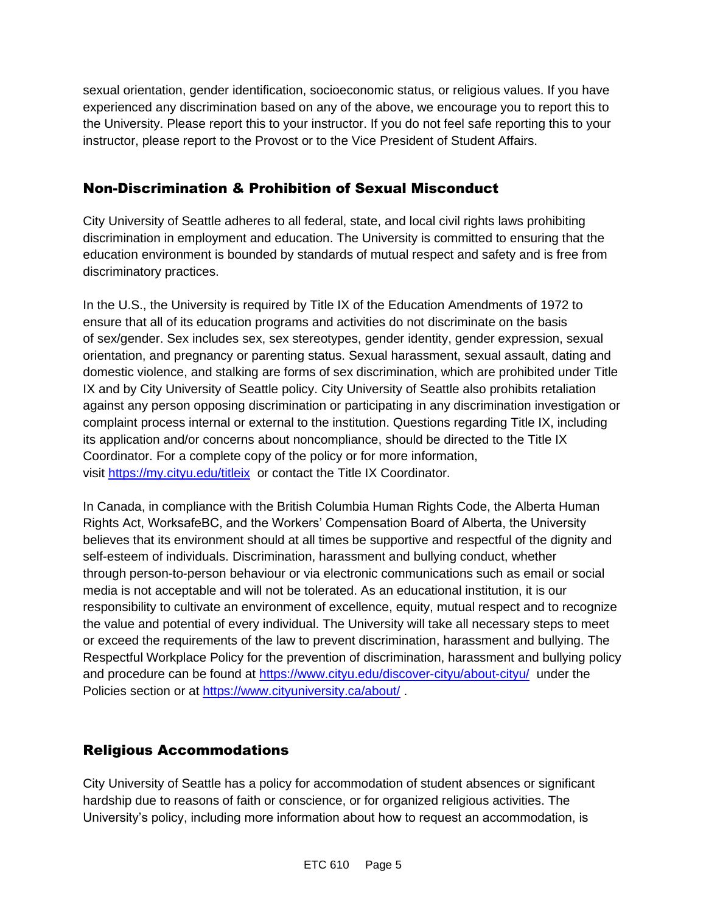sexual orientation, gender identification, socioeconomic status, or religious values. If you have experienced any discrimination based on any of the above, we encourage you to report this to the University. Please report this to your instructor. If you do not feel safe reporting this to your instructor, please report to the Provost or to the Vice President of Student Affairs.

## Non-Discrimination & Prohibition of Sexual Misconduct

City University of Seattle adheres to all federal, state, and local civil rights laws prohibiting discrimination in employment and education. The University is committed to ensuring that the education environment is bounded by standards of mutual respect and safety and is free from discriminatory practices.

In the U.S., the University is required by Title IX of the Education Amendments of 1972 to ensure that all of its education programs and activities do not discriminate on the basis of sex/gender. Sex includes sex, sex stereotypes, gender identity, gender expression, sexual orientation, and pregnancy or parenting status. Sexual harassment, sexual assault, dating and domestic violence, and stalking are forms of sex discrimination, which are prohibited under Title IX and by City University of Seattle policy. City University of Seattle also prohibits retaliation against any person opposing discrimination or participating in any discrimination investigation or complaint process internal or external to the institution. Questions regarding Title IX, including its application and/or concerns about noncompliance, should be directed to the Title IX Coordinator. For a complete copy of the policy or for more information, visit [https://my.cityu.edu/titleix](https://my.cityu.edu/titleix) or contact the Title IX Coordinator.

In Canada, in compliance with the British Columbia Human Rights Code, the Alberta Human Rights Act, WorksafeBC, and the Workers' Compensation Board of Alberta, the University believes that its environment should at all times be supportive and respectful of the dignity and self-esteem of individuals. Discrimination, harassment and bullying conduct, whether through person-to-person behaviour or via electronic communications such as email or social media is not acceptable and will not be tolerated. As an educational institution, it is our responsibility to cultivate an environment of excellence, equity, mutual respect and to recognize the value and potential of every individual. The University will take all necessary steps to meet or exceed the requirements of the law to prevent discrimination, harassment and bullying. The Respectful Workplace Policy for the prevention of discrimination, harassment and bullying policy and procedure can be found at [https://www.cityu.edu/discover-cityu/about-cityu/](https://www.cityu.edu/discover-cityu/about-cityu/) under the Policies section or at [https://www.cityuniversity.ca/about/](https://www.cityuniversity.ca/about/) .

## Religious Accommodations

City University of Seattle has a policy for accommodation of student absences or significant hardship due to reasons of faith or conscience, or for organized religious activities. The University's policy, including more information about how to request an accommodation, is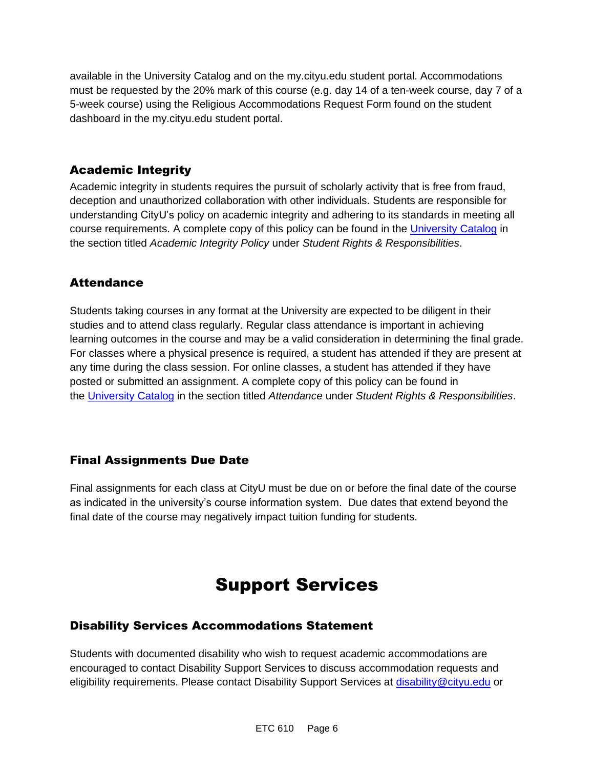available in the University Catalog and on the my.cityu.edu student portal. Accommodations must be requested by the 20% mark of this course (e.g. day 14 of a ten-week course, day 7 of a 5-week course) using the Religious Accommodations Request Form found on the student dashboard in the my.cityu.edu student portal.

### Academic Integrity

Academic integrity in students requires the pursuit of scholarly activity that is free from fraud, deception and unauthorized collaboration with other individuals. Students are responsible for understanding CityU's policy on academic integrity and adhering to its standards in meeting all course requirements. A complete copy of this policy can be found in the University Catalog in the section titled *Academic Integrity Policy* under *Student Rights & Responsibilities*.

### Attendance

Students taking courses in any format at the University are expected to be diligent in their studies and to attend class regularly. Regular class attendance is important in achieving learning outcomes in the course and may be a valid consideration in determining the final grade. For classes where a physical presence is required, a student has attended if they are present at any time during the class session. For online classes, a student has attended if they have posted or submitted an assignment. A complete copy of this policy can be found in the University Catalog in the section titled *Attendance* under *Student Rights & Responsibilities*.

### Final Assignments Due Date

Final assignments for each class at CityU must be due on or before the final date of the course as indicated in the university's course information system. Due dates that extend beyond the final date of the course may negatively impact tuition funding for students.

## Support Services

### Disability Services Accommodations Statement

Students with documented disability who wish to request academic accommodations are encouraged to contact Disability Support Services to discuss accommodation requests and eligibility requirements. Please contact Disability Support Services at disability@cityu.edu or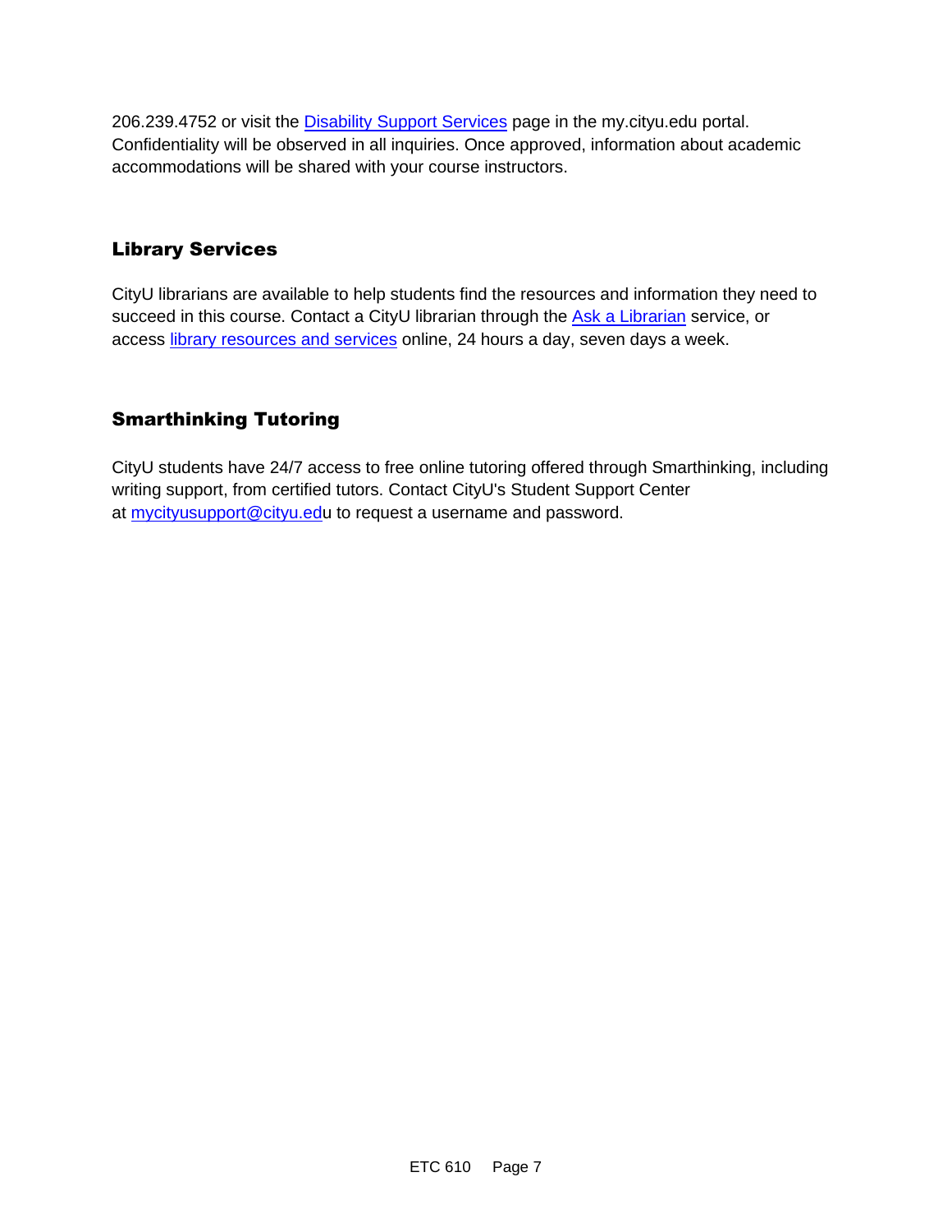206.239.4752 or visit the Disability Support Services page in the my.cityu.edu portal. Confidentiality will be observed in all inquiries. Once approved, information about academic accommodations will be shared with your course instructors.

### Library Services

CityU librarians are available to help students find the resources and information they need to succeed in this course. Contact a CityU librarian through the Ask a Librarian service, or access library resources and services online, 24 hours a day, seven days a week.

### Smarthinking Tutoring

CityU students have 24/7 access to free online tutoring offered through Smarthinking, including writing support, from certified tutors. Contact CityU's Student Support Center at mycityusupport@cityu.edu to request a username and password.